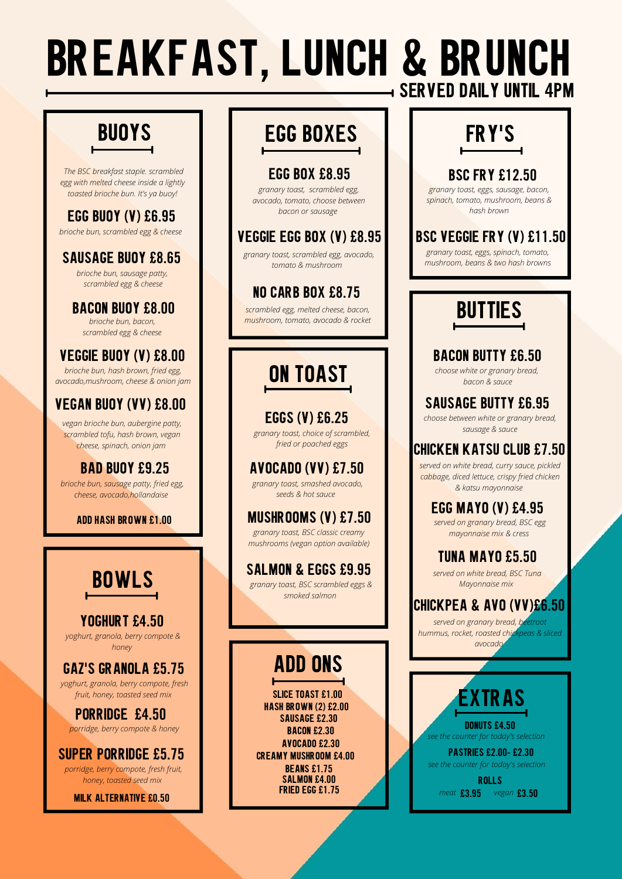# BREAKFAST, LUNCH & BRUNCH

**SERVED DAILY UNTIL 4PM**

## BUOYS

*The BSC breakfast staple. scrambled egg with melted cheese inside a lightly toasted brioche bun. It's ya buoy!*

### EGG BUOY (V) £6.95
*brioche bun, scrambled egg & cheese*

### SAUSAGE BUOY £8.65
*brioche bun, sausage patty, scrambled egg & cheese*

### BACON BUOY £8.00
*brioche bun, bacon, scrambled egg & cheese*

### VEGGIE BUOY (V) £8.00
*brioche bun, hash brown, fried egg, avocado,mushroom, cheese & onion jam*

### VEGAN BUOY (VV) £8.00
*vegan brioche bun, aubergine patty, scrambled tofu, hash brown, vegan cheese, spinach, onion jam*

### BAD BUOY £9.25
*brioche bun, sausage patty, fried egg, cheese, avocado,hollandaise*

**ADD HASH BROWN £1.00**

## BOWLS

### YOGHURT £4.50
*yoghurt, granola, berry compote & honey*

### GAZ'S GRANOLA £5.75
*yoghurt, granola, berry compote, fresh fruit, honey, toasted seed mix*

### PORRIDGE £4.50
*porridge, berry compote & honey*

### SUPER PORRIDGE £5.75
*porridge, berry compote, fresh fruit, honey, toasted seed mix*

**MILK ALTERNATIVE £0.50**

## EGG BOXES

### EGG BOX £8.95
*granary toast, scrambled egg, avocado, tomato, choose between bacon or sausage*

### VEGGIE EGG BOX (V) £8.95
*granary toast, scrambled egg, avocado, tomato & mushroom*

### NO CARB BOX £8.75
*scrambled egg, melted cheese, bacon, mushroom, tomato, avocado & rocket*

## ON TOAST

### EGGS (V) £6.25
*granary toast, choice of scrambled, fried or poached eggs*

### AVOCADO (VV) £7.50
*granary toast, smashed avocado, seeds & hot sauce*

### MUSHROOMS (V) £7.50
*granary toast, BSC classic creamy mushrooms (vegan option available)*

### SALMON & EGGS £9.95
*granary toast, BSC scrambled eggs & smoked salmon*

## ADD ONS

**SLICE TOAST £1.00**
**HASH BROWN (2) £2.00**
**SAUSAGE £2.30**
**BACON £2.30**
**AVOCADO £2.30**
**CREAMY MUSHROOM £4.00**
**BEANS £1.75**
**SALMON £4.00**
**FRIED EGG £1.75**

## FRY'S

### BSC FRY £12.50
*granary toast, eggs, sausage, bacon, spinach, tomato, mushroom, beans & hash brown*

### BSC VEGGIE FRY (V) £11.50
*granary toast, eggs, spinach, tomato, mushroom, beans & two hash browns*

## BUTTIES

### BACON BUTTY £6.50
*choose white or granary bread, bacon & sauce*

### SAUSAGE BUTTY £6.95
*choose between white or granary bread, sausage & sauce*

### CHICKEN KATSU CLUB £7.50
*served on white bread, curry sauce, pickled cabbage, diced lettuce, crispy fried chicken & katsu mayonnaise*

### EGG MAYO (V) £4.95
*served on granary bread, BSC egg mayonnaise mix & cress*

### TUNA MAYO £5.50
*served on white bread, BSC Tuna Mayonnaise mix*

### CHICKPEA & AVO (VV)£6.50
*served on granary bread, beetroot hummus, rocket, roasted chickpeas & sliced avocado*

## EXTRAS

**DONUTS £4.50**
*see the counter for today's selection*

**PASTRIES £2.00- £2.30**
*see the counter for today's selection*

**ROLLS**
*meat* **£3.95** *vegan* **£3.50**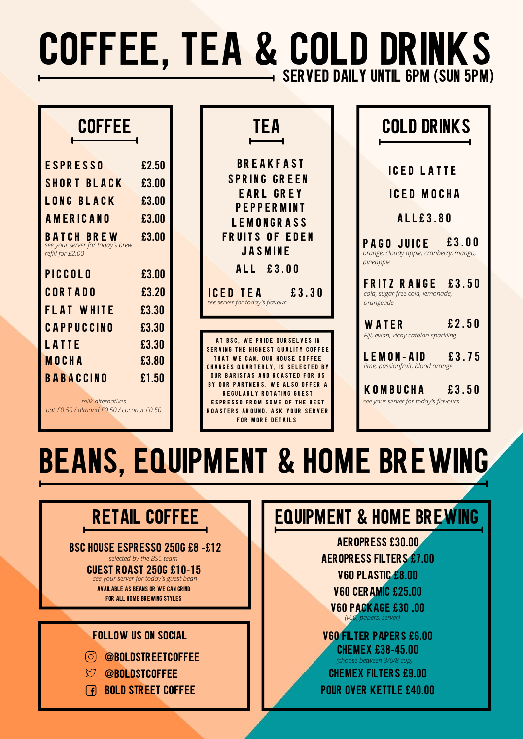# COFFEE, TEA & COLD DRINKS

**SERVED DAILY UNTIL 6PM (SUN 5PM)**

## COFFEE

| | |
|---|---|
| ESPRESSO | £2.50 |
| SHORT BLACK | £3.00 |
| LONG BLACK | £3.00 |
| AMERICANO | £3.00 |
| BATCH BREW *see your server for today's brew refill for £2.00* | £3.00 |
| PICCOLO | £3.00 |
| CORTADO | £3.20 |
| FLAT WHITE | £3.30 |
| CAPPUCCINO | £3.30 |
| LATTE | £3.30 |
| MOCHA | £3.80 |
| BABACCINO | £1.50 |

*milk alternatives*
*oat £0.50 / almond £0.50 / coconut £0.50*

## TEA

BREAKFAST
SPRING GREEN
EARL GREY
PEPPERMINT
LEMONGRASS
FRUITS OF EDEN
JASMINE
ALL £3.00

ICED TEA £3.30
*see server for today's flavour*

AT BSC, WE PRIDE OURSELVES IN SERVING THE HIGHEST QUALITY COFFEE THAT WE CAN. OUR HOUSE COFFEE CHANGES QUARTERLY, IS SELECTED BY OUR BARISTAS AND ROASTED FOR US BY OUR PARTNERS. WE ALSO OFFER A REGULARLY ROTATING GUEST ESPRESSO FROM SOME OF THE BEST ROASTERS AROUND. ASK YOUR SERVER FOR MORE DETAILS

## COLD DRINKS

ICED LATTE
ICED MOCHA
ALL£3.80

PAGO JUICE £3.00
*orange, cloudy apple, cranberry, mango, pineapple*

FRITZ RANGE £3.50
*cola, sugar free cola, lemonade, orangeade*

WATER £2.50
*Fiji, evian, vichy catalan sparkling*

LEMON-AID £3.75
*lime, passionfruit, blood orange*

KOMBUCHA £3.50
*see your server for today's flavours*

# BEANS, EQUIPMENT & HOME BREWING

## RETAIL COFFEE

BSC HOUSE ESPRESSO 250G £8 -£12
*selected by the BSC team*

GUEST ROAST 250G £10-15
*see your server for today's guest bean*

AVAILABLE AS BEANS OR WE CAN GRIND FOR ALL HOME BREWING STYLES

## FOLLOW US ON SOCIAL

@BOLDSTREETCOFFEE
@BOLDSTCOFFEE
BOLD STREET COFFEE

## EQUIPMENT & HOME BREWING

AEROPRESS £30.00
AEROPRESS FILTERS £7.00
V60 PLASTIC £8.00
V60 CERAMIC £25.00
V60 PACKAGE £30 .00
*(v60, papers, server)*
V60 FILTER PAPERS £6.00
CHEMEX £38-45.00
*(choose between 3/6/8 cup)*
CHEMEX FILTERS £9.00
POUR OVER KETTLE £40.00